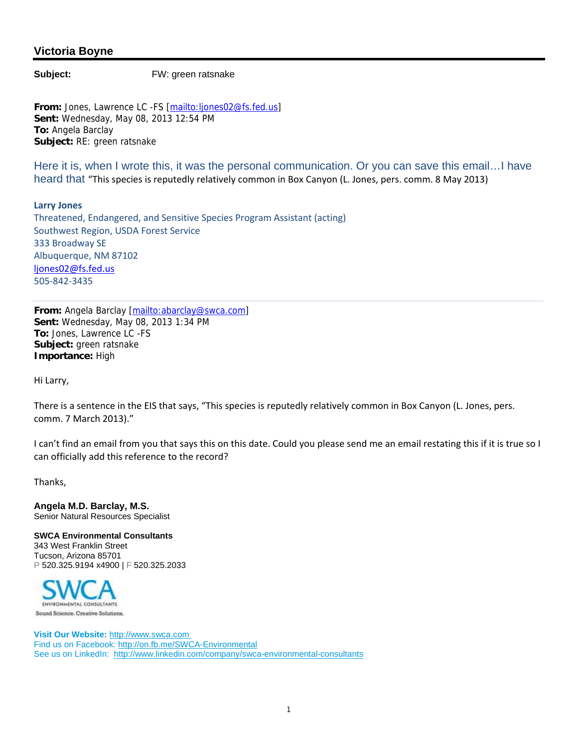## Victoria Boyne

**Subject:** FW: green ratsnake

**From:** Jones, Lawrence LC -FS [mailto:ljones02@fs.fed.us]
**Sent:** Wednesday, May 08, 2013 12:54 PM
**To:** Angela Barclay
**Subject:** RE: green ratsnake

Here it is, when I wrote this, it was the personal communication. Or you can save this email…I have heard that "This species is reputedly relatively common in Box Canyon (L. Jones, pers. comm. 8 May 2013)

**Larry Jones**
Threatened, Endangered, and Sensitive Species Program Assistant (acting)
Southwest Region, USDA Forest Service
333 Broadway SE
Albuquerque, NM 87102
ljones02@fs.fed.us
505-842-3435

---

**From:** Angela Barclay [mailto:abarclay@swca.com]
**Sent:** Wednesday, May 08, 2013 1:34 PM
**To:** Jones, Lawrence LC -FS
**Subject:** green ratsnake
**Importance:** High

Hi Larry,

There is a sentence in the EIS that says, "This species is reputedly relatively common in Box Canyon (L. Jones, pers. comm. 7 March 2013)."

I can't find an email from you that says this on this date. Could you please send me an email restating this if it is true so I can officially add this reference to the record?

Thanks,

**Angela M.D. Barclay, M.S.**
Senior Natural Resources Specialist

**SWCA Environmental Consultants**
343 West Franklin Street
Tucson, Arizona 85701
P 520.325.9194 x4900 | F 520.325.2033

SWCA ENVIRONMENTAL CONSULTANTS
Sound Science. Creative Solutions.

**Visit Our Website:** http://www.swca.com
Find us on Facebook: http://on.fb.me/SWCA-Environmental
See us on LinkedIn: http://www.linkedin.com/company/swca-environmental-consultants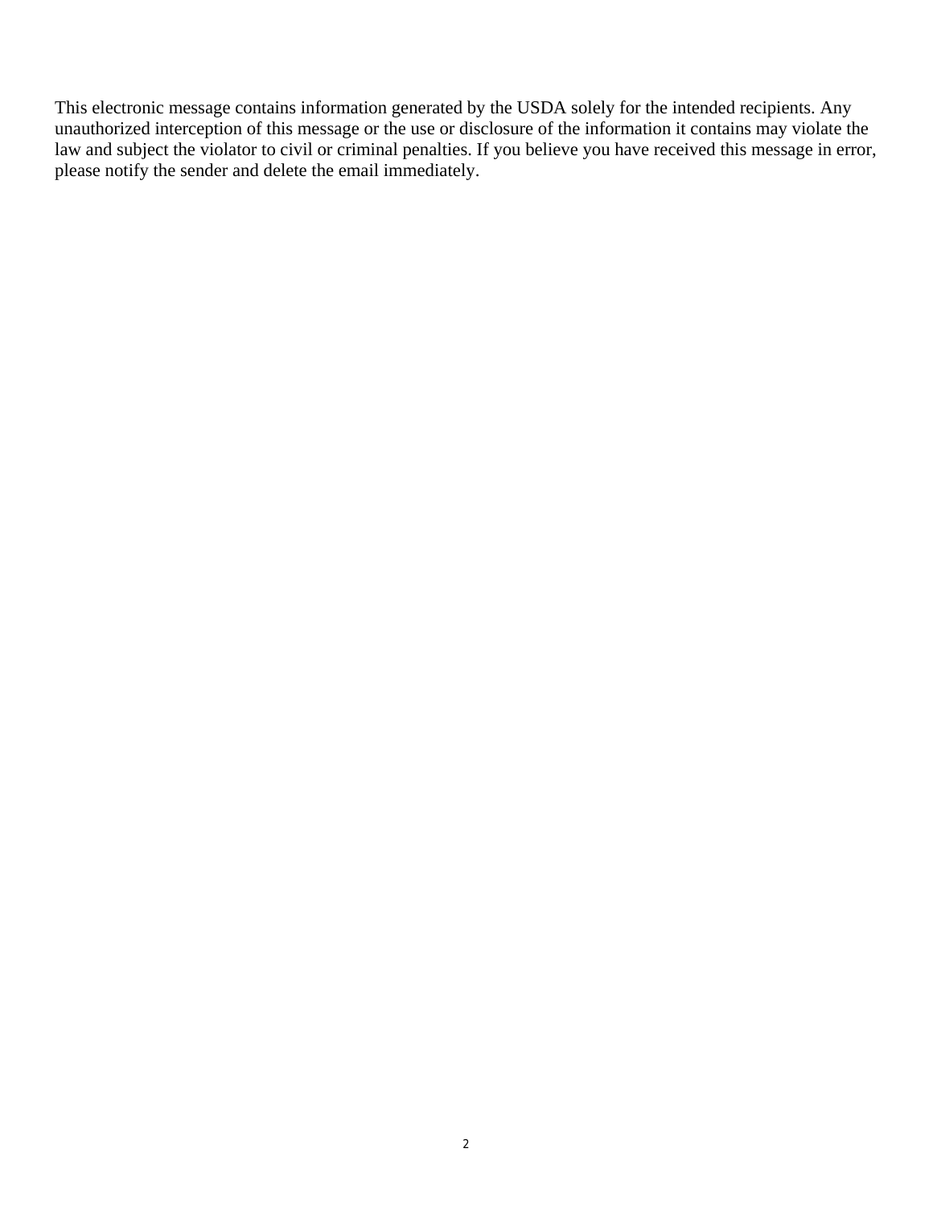This electronic message contains information generated by the USDA solely for the intended recipients. Any unauthorized interception of this message or the use or disclosure of the information it contains may violate the law and subject the violator to civil or criminal penalties. If you believe you have received this message in error, please notify the sender and delete the email immediately.